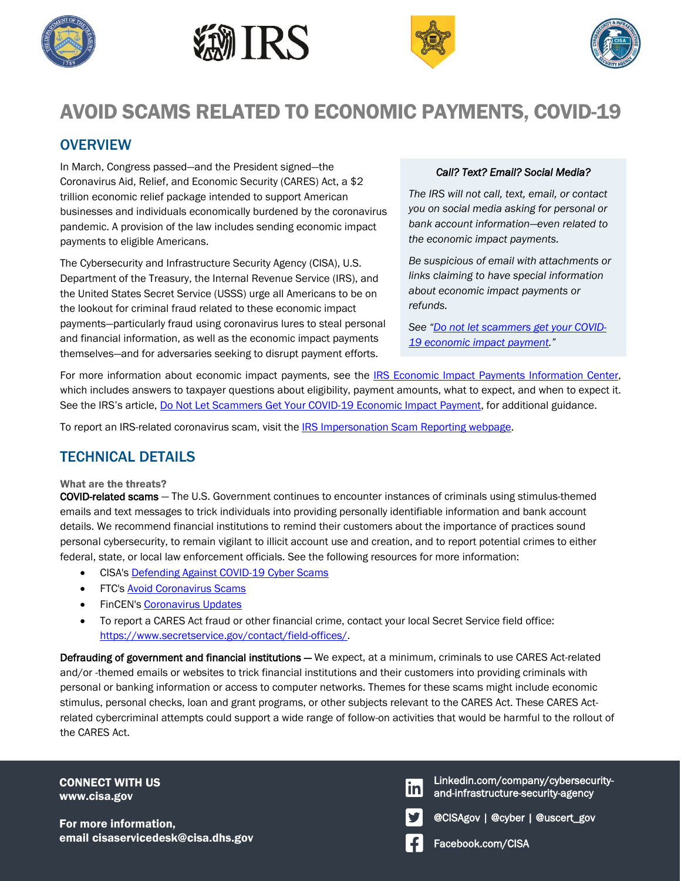# AVOID SCAMS RELATED TO ECONOMIC PAYMENTS, COVID-19

## OVERVIEW

In March, Congress passed—and the President signed—the Coronavirus Aid, Relief, and Economic Security (CARES) Act, a $2 trillion economic relief package intended to support American businesses and individuals economically burdened by the coronavirus pandemic. A provision of the law includes sending economic impact payments to eligible Americans.

The Cybersecurity and Infrastructure Security Agency (CISA), U.S. Department of the Treasury, the Internal Revenue Service (IRS), and the United States Secret Service (USSS) urge all Americans to be on the lookout for criminal fraud related to these economic impact payments—particularly fraud using coronavirus lures to steal personal and financial information, as well as the economic impact payments themselves—and for adversaries seeking to disrupt payment efforts.

> *Call? Text? Email? Social Media?*
>
> *The IRS will not call, text, email, or contact you on social media asking for personal or bank account information—even related to the economic impact payments.*
>
> *Be suspicious of email with attachments or links claiming to have special information about economic impact payments or refunds.*
>
> *See "Do not let scammers get your COVID-19 economic impact payment."*

For more information about economic impact payments, see the IRS Economic Impact Payments Information Center, which includes answers to taxpayer questions about eligibility, payment amounts, what to expect, and when to expect it. See the IRS's article, Do Not Let Scammers Get Your COVID-19 Economic Impact Payment, for additional guidance.

To report an IRS-related coronavirus scam, visit the IRS Impersonation Scam Reporting webpage.

## TECHNICAL DETAILS

**What are the threats?**

COVID-related scams — The U.S. Government continues to encounter instances of criminals using stimulus-themed emails and text messages to trick individuals into providing personally identifiable information and bank account details. We recommend financial institutions to remind their customers about the importance of practices sound personal cybersecurity, to remain vigilant to illicit account use and creation, and to report potential crimes to either federal, state, or local law enforcement officials. See the following resources for more information:

- CISA's Defending Against COVID-19 Cyber Scams
- FTC's Avoid Coronavirus Scams
- FinCEN's Coronavirus Updates
- To report a CARES Act fraud or other financial crime, contact your local Secret Service field office: https://www.secretservice.gov/contact/field-offices/.

Defrauding of government and financial institutions — We expect, at a minimum, criminals to use CARES Act-related and/or -themed emails or websites to trick financial institutions and their customers into providing criminals with personal or banking information or access to computer networks. Themes for these scams might include economic stimulus, personal checks, loan and grant programs, or other subjects relevant to the CARES Act. These CARES Act-related cybercriminal attempts could support a wide range of follow-on activities that would be harmful to the rollout of the CARES Act.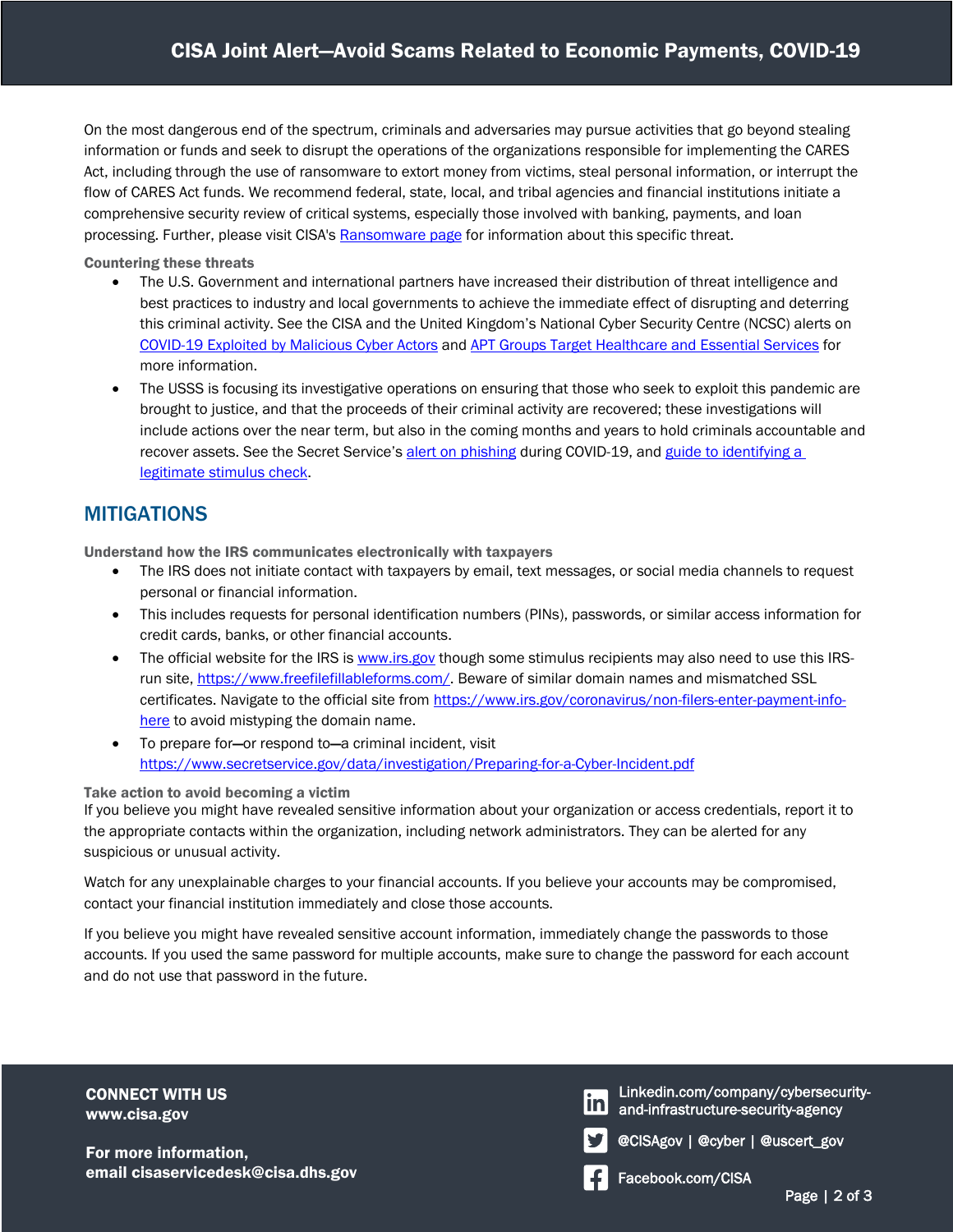On the most dangerous end of the spectrum, criminals and adversaries may pursue activities that go beyond stealing information or funds and seek to disrupt the operations of the organizations responsible for implementing the CARES Act, including through the use of ransomware to extort money from victims, steal personal information, or interrupt the flow of CARES Act funds. We recommend federal, state, local, and tribal agencies and financial institutions initiate a comprehensive security review of critical systems, especially those involved with banking, payments, and loan processing. Further, please visit CISA's [Ransomware page](#) for information about this specific threat.

**Countering these threats**

- The U.S. Government and international partners have increased their distribution of threat intelligence and best practices to industry and local governments to achieve the immediate effect of disrupting and deterring this criminal activity. See the CISA and the United Kingdom's National Cyber Security Centre (NCSC) alerts on [COVID-19 Exploited by Malicious Cyber Actors](#) and [APT Groups Target Healthcare and Essential Services](#) for more information.
- The USSS is focusing its investigative operations on ensuring that those who seek to exploit this pandemic are brought to justice, and that the proceeds of their criminal activity are recovered; these investigations will include actions over the near term, but also in the coming months and years to hold criminals accountable and recover assets. See the Secret Service's [alert on phishing](#) during COVID-19, and [guide to identifying a legitimate stimulus check](#).

## MITIGATIONS

**Understand how the IRS communicates electronically with taxpayers**

- The IRS does not initiate contact with taxpayers by email, text messages, or social media channels to request personal or financial information.
- This includes requests for personal identification numbers (PINs), passwords, or similar access information for credit cards, banks, or other financial accounts.
- The official website for the IRS is www.irs.gov though some stimulus recipients may also need to use this IRS-run site, https://www.freefilefillableforms.com/. Beware of similar domain names and mismatched SSL certificates. Navigate to the official site from https://www.irs.gov/coronavirus/non-filers-enter-payment-info-here to avoid mistyping the domain name.
- To prepare for—or respond to—a criminal incident, visit https://www.secretservice.gov/data/investigation/Preparing-for-a-Cyber-Incident.pdf

**Take action to avoid becoming a victim**

If you believe you might have revealed sensitive information about your organization or access credentials, report it to the appropriate contacts within the organization, including network administrators. They can be alerted for any suspicious or unusual activity.

Watch for any unexplainable charges to your financial accounts. If you believe your accounts may be compromised, contact your financial institution immediately and close those accounts.

If you believe you might have revealed sensitive account information, immediately change the passwords to those accounts. If you used the same password for multiple accounts, make sure to change the password for each account and do not use that password in the future.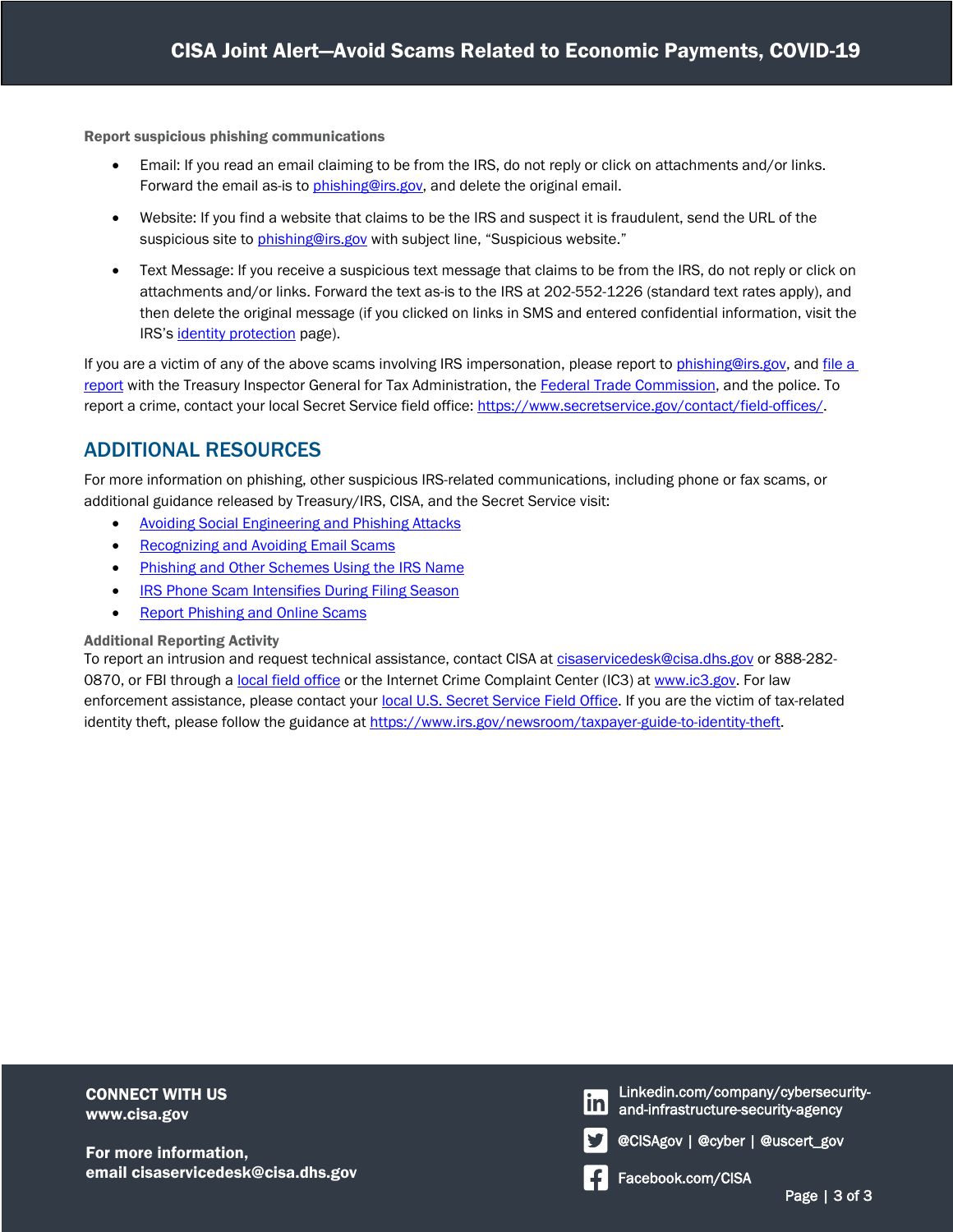**Report suspicious phishing communications**

- Email: If you read an email claiming to be from the IRS, do not reply or click on attachments and/or links. Forward the email as-is to phishing@irs.gov, and delete the original email.
- Website: If you find a website that claims to be the IRS and suspect it is fraudulent, send the URL of the suspicious site to phishing@irs.gov with subject line, "Suspicious website."
- Text Message: If you receive a suspicious text message that claims to be from the IRS, do not reply or click on attachments and/or links. Forward the text as-is to the IRS at 202-552-1226 (standard text rates apply), and then delete the original message (if you clicked on links in SMS and entered confidential information, visit the IRS's identity protection page).

If you are a victim of any of the above scams involving IRS impersonation, please report to phishing@irs.gov, and file a report with the Treasury Inspector General for Tax Administration, the Federal Trade Commission, and the police. To report a crime, contact your local Secret Service field office: https://www.secretservice.gov/contact/field-offices/.

## ADDITIONAL RESOURCES

For more information on phishing, other suspicious IRS-related communications, including phone or fax scams, or additional guidance released by Treasury/IRS, CISA, and the Secret Service visit:

- Avoiding Social Engineering and Phishing Attacks
- Recognizing and Avoiding Email Scams
- Phishing and Other Schemes Using the IRS Name
- IRS Phone Scam Intensifies During Filing Season
- Report Phishing and Online Scams

**Additional Reporting Activity**

To report an intrusion and request technical assistance, contact CISA at cisaservicedesk@cisa.dhs.gov or 888-282-0870, or FBI through a local field office or the Internet Crime Complaint Center (IC3) at www.ic3.gov. For law enforcement assistance, please contact your local U.S. Secret Service Field Office. If you are the victim of tax-related identity theft, please follow the guidance at https://www.irs.gov/newsroom/taxpayer-guide-to-identity-theft.

**CONNECT WITH US**
**www.cisa.gov**

**For more information,**
**email cisaservicedesk@cisa.dhs.gov**

Linkedin.com/company/cybersecurity-and-infrastructure-security-agency

@CISAgov | @cyber | @uscert_gov

Facebook.com/CISA